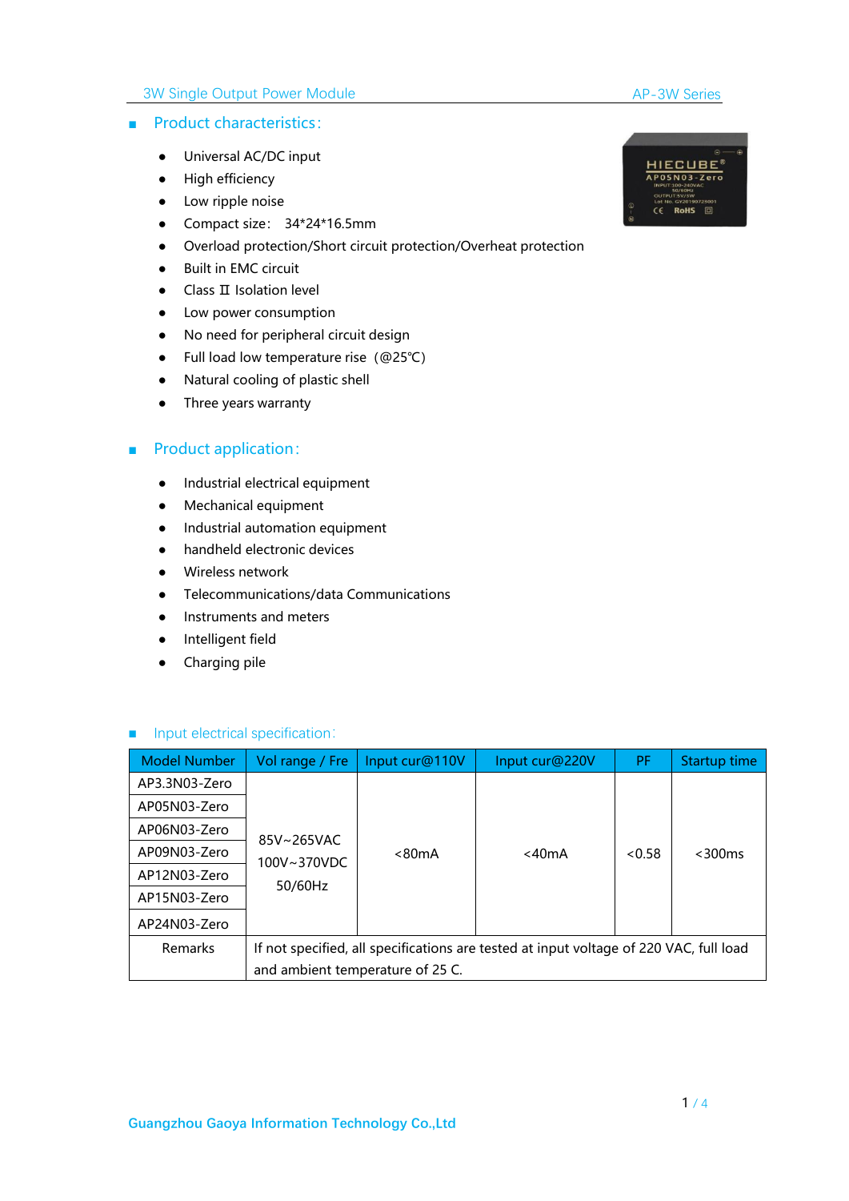## Product characteristics:

- Universal AC/DC input
- High efficiency
- Low ripple noise
- Compact size: 34*24*16.5mm
- Overload protection/Short circuit protection/Overheat protection
- Built in EMC circuit
- Class Ⅱ Isolation level
- Low power consumption
- No need for peripheral circuit design
- Full load low temperature rise (@25℃)
- Natural cooling of plastic shell
- Three years warranty

## Product application:

- Industrial electrical equipment
- Mechanical equipment
- Industrial automation equipment
- handheld electronic devices
- Wireless network
- Telecommunications/data Communications
- Instruments and meters
- Intelligent field
- Charging pile

## Input electrical specification:

| Model Number | Vol range / Fre | Input cur@110V | Input cur@220V | PF | Startup time |
|---|---|---|---|---|---|
| AP3.3N03-Zero | 85V~265VAC 100V~370VDC 50/60Hz | <80mA | <40mA | <0.58 | <300ms |
| AP05N03-Zero | | | | | |
| AP06N03-Zero | | | | | |
| AP09N03-Zero | | | | | |
| AP12N03-Zero | | | | | |
| AP15N03-Zero | | | | | |
| AP24N03-Zero | | | | | |
| Remarks | If not specified, all specifications are tested at input voltage of 220 VAC, full load and ambient temperature of 25 C. | | | | |

Guangzhou Gaoya Information Technology Co.,Ltd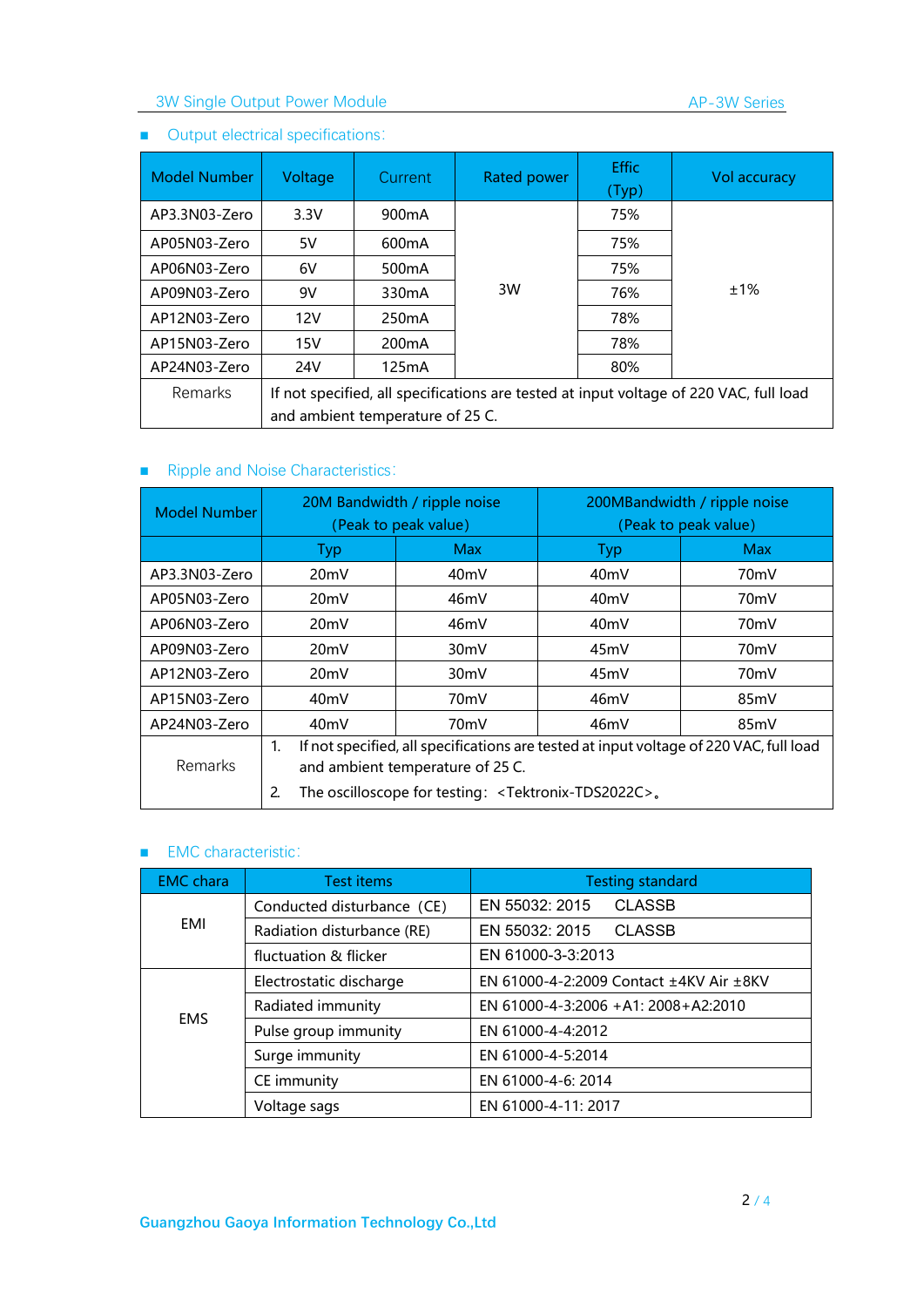- Output electrical specifications:

| Model Number | Voltage | Current | Rated power | Effic (Typ) | Vol accuracy |
|---|---|---|---|---|---|
| AP3.3N03-Zero | 3.3V | 900mA | 3W | 75% | ±1% |
| AP05N03-Zero | 5V | 600mA | | 75% | |
| AP06N03-Zero | 6V | 500mA | | 75% | |
| AP09N03-Zero | 9V | 330mA | | 76% | |
| AP12N03-Zero | 12V | 250mA | | 78% | |
| AP15N03-Zero | 15V | 200mA | | 78% | |
| AP24N03-Zero | 24V | 125mA | | 80% | |
| Remarks | If not specified, all specifications are tested at input voltage of 220 VAC, full load and ambient temperature of 25 C. | | | | |

- Ripple and Noise Characteristics:

| Model Number | 20M Bandwidth / ripple noise (Peak to peak value) | | 200MBandwidth / ripple noise (Peak to peak value) | |
|---|---|---|---|---|
| | Typ | Max | Typ | Max |
| AP3.3N03-Zero | 20mV | 40mV | 40mV | 70mV |
| AP05N03-Zero | 20mV | 46mV | 40mV | 70mV |
| AP06N03-Zero | 20mV | 46mV | 40mV | 70mV |
| AP09N03-Zero | 20mV | 30mV | 45mV | 70mV |
| AP12N03-Zero | 20mV | 30mV | 45mV | 70mV |
| AP15N03-Zero | 40mV | 70mV | 46mV | 85mV |
| AP24N03-Zero | 40mV | 70mV | 46mV | 85mV |
| Remarks | 1. If not specified, all specifications are tested at input voltage of 220 VAC, full load and ambient temperature of 25 C. 2. The oscilloscope for testing: <Tektronix-TDS2022C>。 | | | |

- EMC characteristic:

| EMC chara | Test items | Testing standard |
|---|---|---|
| EMI | Conducted disturbance (CE) | EN 55032: 2015 CLASSB |
| | Radiation disturbance (RE) | EN 55032: 2015 CLASSB |
| | fluctuation & flicker | EN 61000-3-3:2013 |
| EMS | Electrostatic discharge | EN 61000-4-2:2009 Contact ±4KV Air ±8KV |
| | Radiated immunity | EN 61000-4-3:2006 +A1: 2008+A2:2010 |
| | Pulse group immunity | EN 61000-4-4:2012 |
| | Surge immunity | EN 61000-4-5:2014 |
| | CE immunity | EN 61000-4-6: 2014 |
| | Voltage sags | EN 61000-4-11: 2017 |

Guangzhou Gaoya Information Technology Co.,Ltd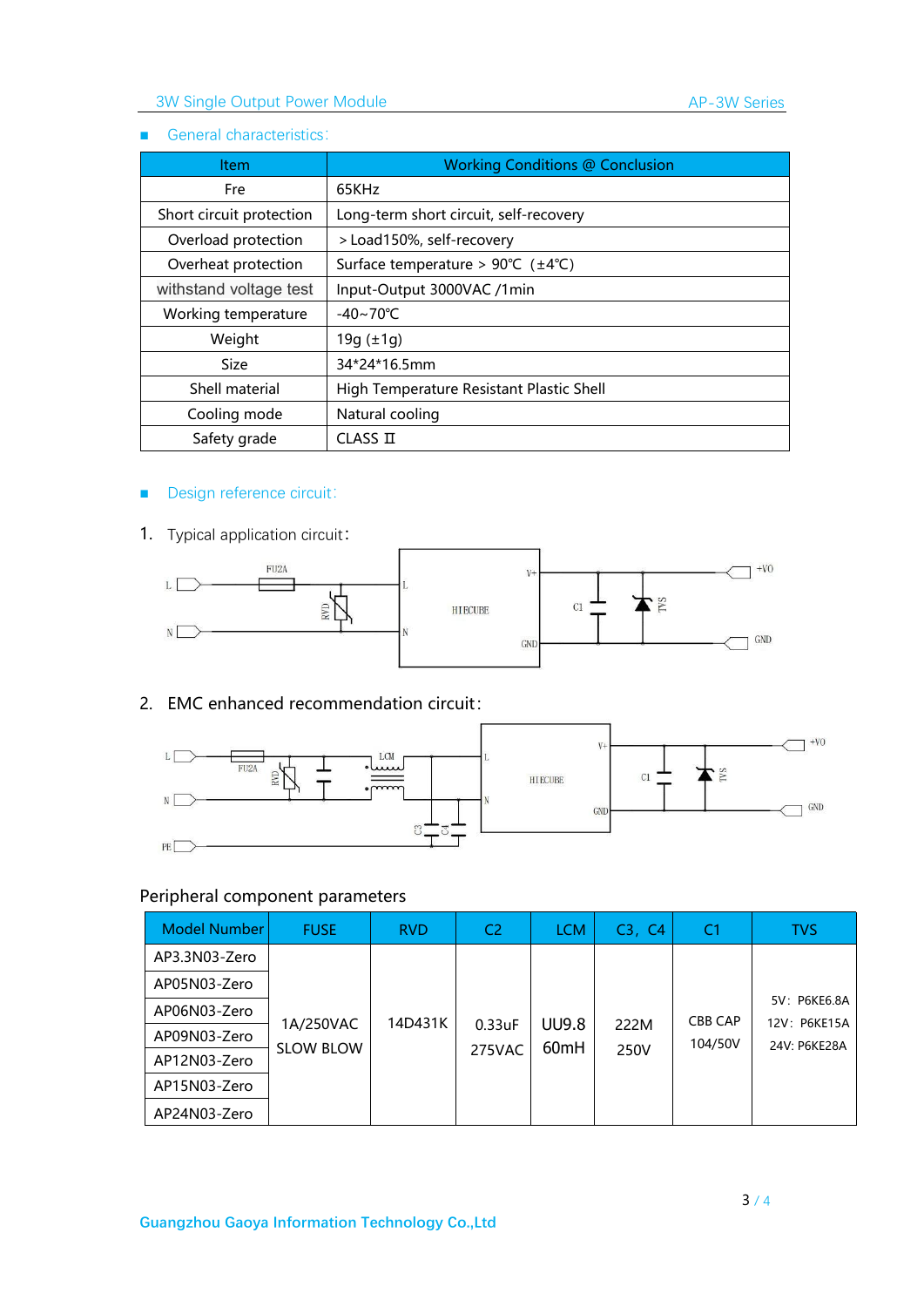## General characteristics:

| Item | Working Conditions @ Conclusion |
|---|---|
| Fre | 65KHz |
| Short circuit protection | Long-term short circuit, self-recovery |
| Overload protection | >Load150%, self-recovery |
| Overheat protection | Surface temperature > 90℃ (±4℃) |
| withstand voltage test | Input-Output 3000VAC /1min |
| Working temperature | -40~70℃ |
| Weight | 19g (±1g) |
| Size | 34\*24\*16.5mm |
| Shell material | High Temperature Resistant Plastic Shell |
| Cooling mode | Natural cooling |
| Safety grade | CLASS Ⅱ |

## Design reference circuit:

1. Typical application circuit:

2. EMC enhanced recommendation circuit:

### Peripheral component parameters

| Model Number | FUSE | RVD | C2 | LCM | C3, C4 | C1 | TVS |
|---|---|---|---|---|---|---|---|
| AP3.3N03-Zero | 1A/250VAC SLOW BLOW | 14D431K | 0.33uF 275VAC | UU9.8 60mH | 222M 250V | CBB CAP 104/50V | 5V: P6KE6.8A 12V: P6KE15A 24V: P6KE28A |
| AP05N03-Zero | | | | | | | |
| AP06N03-Zero | | | | | | | |
| AP09N03-Zero | | | | | | | |
| AP12N03-Zero | | | | | | | |
| AP15N03-Zero | | | | | | | |
| AP24N03-Zero | | | | | | | |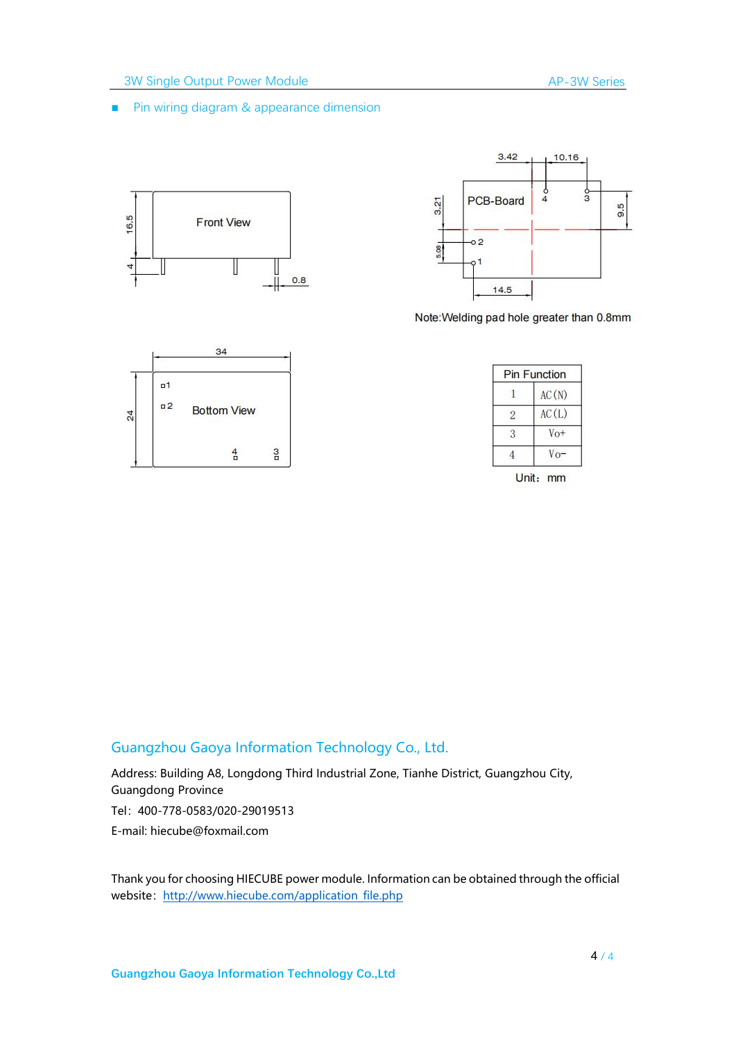## Pin wiring diagram & appearance dimension

Front View

16.5

4

0.8

3.42

10.16

PCB-Board

3.21

9.5

5.08

14.5

Note:Welding pad hole greater than 0.8mm

34

24

Bottom View

| Pin Function | |
|---|---|
| 1 | AC(N) |
| 2 | AC(L) |
| 3 | Vo+ |
| 4 | Vo− |

Unit：mm

## Guangzhou Gaoya Information Technology Co., Ltd.

Address: Building A8, Longdong Third Industrial Zone, Tianhe District, Guangzhou City, Guangdong Province

Tel：400-778-0583/020-29019513

E-mail: hiecube@foxmail.com

Thank you for choosing HIECUBE power module. Information can be obtained through the official website：http://www.hiecube.com/application_file.php